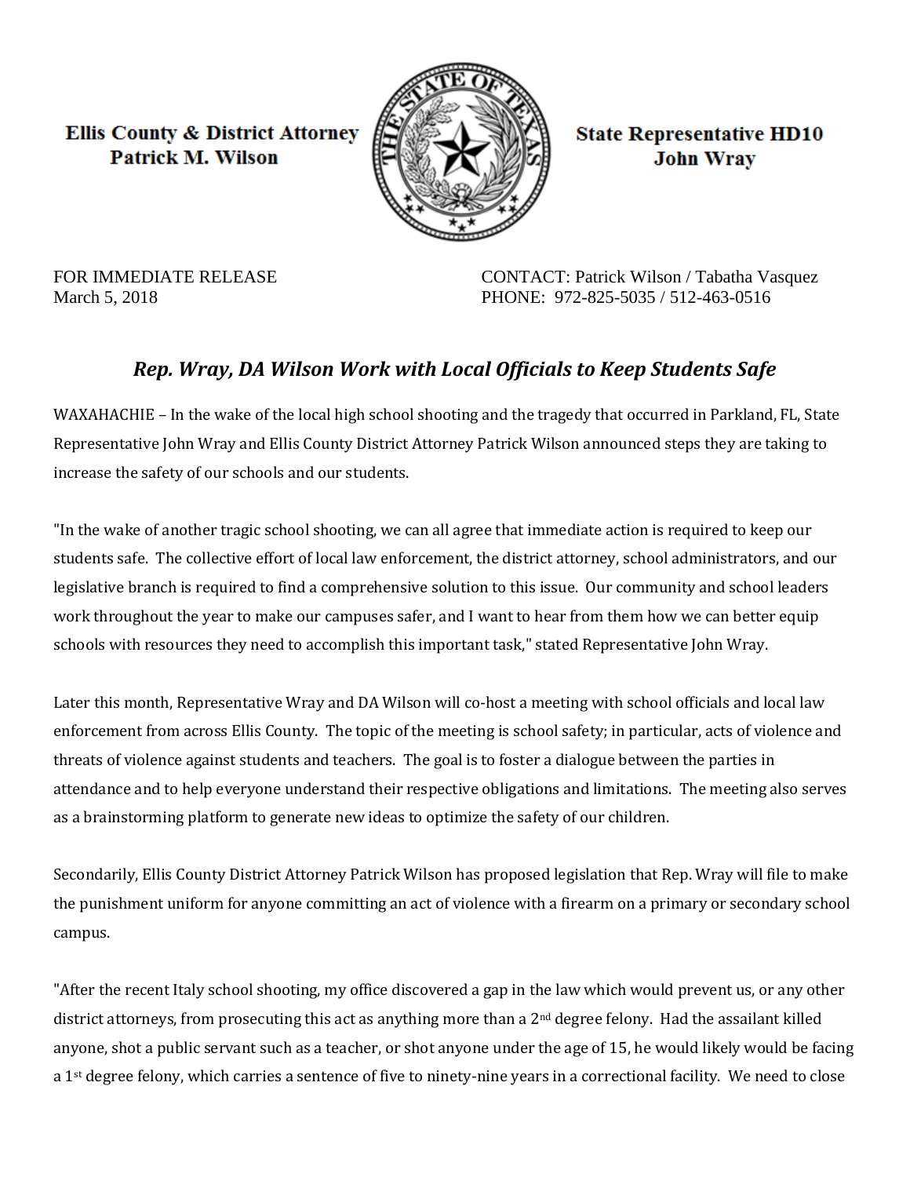**Ellis County & District Attorney**
**Patrick M. Wilson**

**State Representative HD10**
**John Wray**

FOR IMMEDIATE RELEASE
March 5, 2018

CONTACT: Patrick Wilson / Tabatha Vasquez
PHONE: 972-825-5035 / 512-463-0516

## *Rep. Wray, DA Wilson Work with Local Officials to Keep Students Safe*

WAXAHACHIE – In the wake of the local high school shooting and the tragedy that occurred in Parkland, FL, State Representative John Wray and Ellis County District Attorney Patrick Wilson announced steps they are taking to increase the safety of our schools and our students.

"In the wake of another tragic school shooting, we can all agree that immediate action is required to keep our students safe. The collective effort of local law enforcement, the district attorney, school administrators, and our legislative branch is required to find a comprehensive solution to this issue. Our community and school leaders work throughout the year to make our campuses safer, and I want to hear from them how we can better equip schools with resources they need to accomplish this important task," stated Representative John Wray.

Later this month, Representative Wray and DA Wilson will co-host a meeting with school officials and local law enforcement from across Ellis County. The topic of the meeting is school safety; in particular, acts of violence and threats of violence against students and teachers. The goal is to foster a dialogue between the parties in attendance and to help everyone understand their respective obligations and limitations. The meeting also serves as a brainstorming platform to generate new ideas to optimize the safety of our children.

Secondarily, Ellis County District Attorney Patrick Wilson has proposed legislation that Rep. Wray will file to make the punishment uniform for anyone committing an act of violence with a firearm on a primary or secondary school campus.

"After the recent Italy school shooting, my office discovered a gap in the law which would prevent us, or any other district attorneys, from prosecuting this act as anything more than a 2nd degree felony. Had the assailant killed anyone, shot a public servant such as a teacher, or shot anyone under the age of 15, he would likely would be facing a 1st degree felony, which carries a sentence of five to ninety-nine years in a correctional facility. We need to close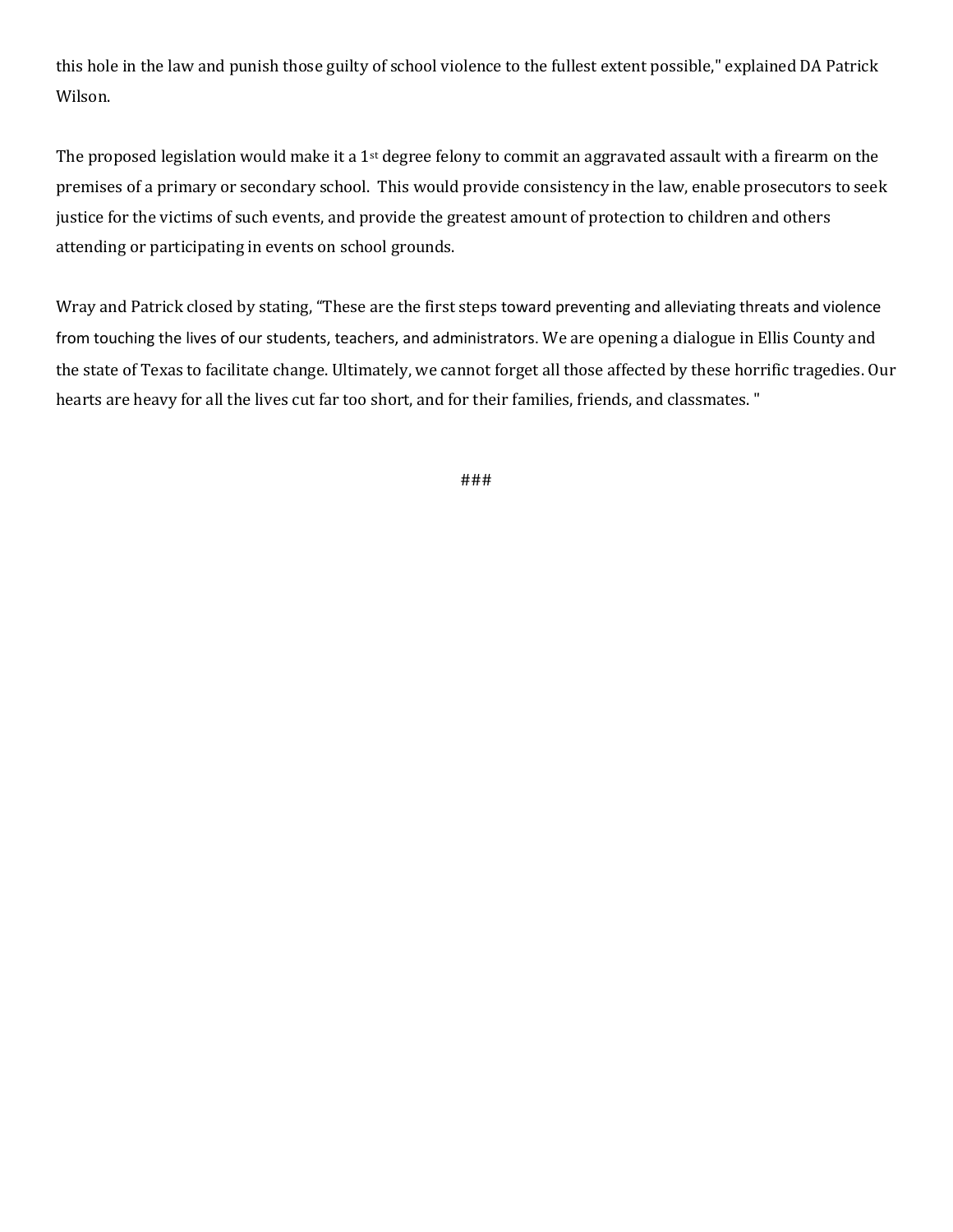this hole in the law and punish those guilty of school violence to the fullest extent possible," explained DA Patrick Wilson.

The proposed legislation would make it a 1st degree felony to commit an aggravated assault with a firearm on the premises of a primary or secondary school. This would provide consistency in the law, enable prosecutors to seek justice for the victims of such events, and provide the greatest amount of protection to children and others attending or participating in events on school grounds.

Wray and Patrick closed by stating, "These are the first steps toward preventing and alleviating threats and violence from touching the lives of our students, teachers, and administrators. We are opening a dialogue in Ellis County and the state of Texas to facilitate change. Ultimately, we cannot forget all those affected by these horrific tragedies. Our hearts are heavy for all the lives cut far too short, and for their families, friends, and classmates. "

###